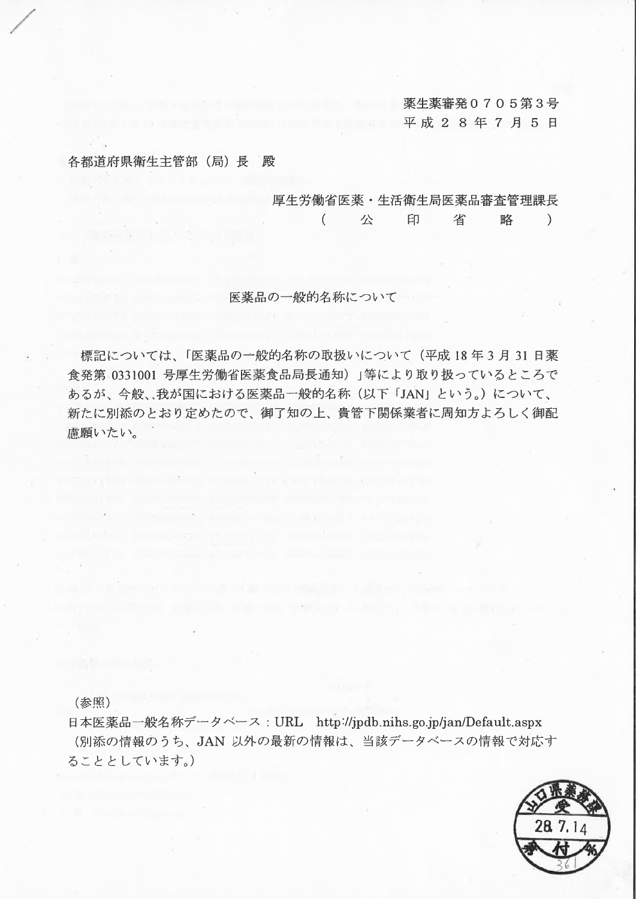薬生薬審発０７０５第３号
平成２８年７月５日

各都道府県衛生主管部（局）長　殿

厚生労働省医薬・生活衛生局医薬品審査管理課長
（　　公　　印　　省　　略　　）

## 医薬品の一般的名称について

標記については、「医薬品の一般的名称の取扱いについて（平成 18 年 3 月 31 日薬食発第 0331001 号厚生労働省医薬食品局長通知）」等により取り扱っているところであるが、今般、我が国における医薬品一般的名称（以下「JAN」という。）について、新たに別添のとおり定めたので、御了知の上、貴管下関係業者に周知方よろしく御配慮願いたい。

（参照）
日本医薬品一般名称データベース：URL　http://jpdb.nihs.go.jp/jan/Default.aspx
（別添の情報のうち、JAN 以外の最新の情報は、当該データベースの情報で対応することとしています。）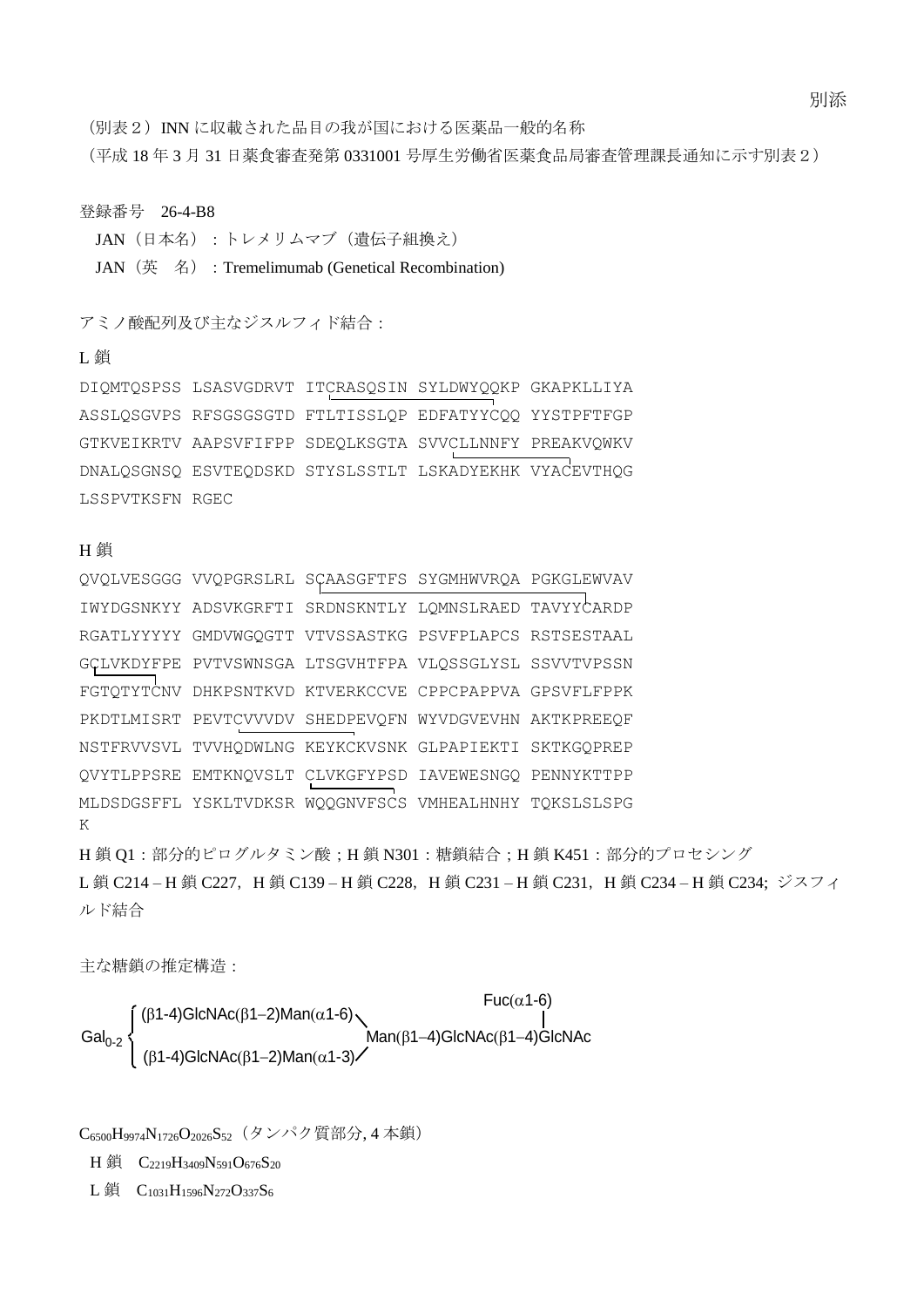別添

（別表２）INN に収載された品目の我が国における医薬品一般的名称

（平成 18 年 3 月 31 日薬食審査発第 0331001 号厚生労働省医薬食品局審査管理課長通知に示す別表２）

登録番号　26-4-B8

JAN（日本名）：トレメリムマブ（遺伝子組換え）

JAN（英　名）：Tremelimumab (Genetical Recombination)

アミノ酸配列及び主なジスルフィド結合：

L 鎖

```
DIQMTQSPSS LSASVGDRVT ITCRASQSIN SYLDWYQQKP GKAPKLLIYA
ASSLQSGVPS RFSGSGSGTD FTLTISSLQP EDFATYYCQQ YYSTPFTFGP
GTKVEIKRTV AAPSVFIFPP SDEQLKSGTA SVVCLLNNFY PREAKVQWKV
DNALQSGNSQ ESVTEQDSKD STYSLSSTLT LSKADYEKHK VYACEVTHQG
LSSPVTKSFN RGEC
```

H 鎖

```
QVQLVESGGG VVQPGRSLRL SCAASGFTFS SYGMHWVRQA PGKGLEWVAV
IWYDGSNKYY ADSVKGRFTI SRDNSKNTLY LQMNSLRAED TAVYYCARDP
RGATLYYYYY GMDVWGQGTT VTVSSASTKG PSVFPLAPCS RSTSESTAAL
GCLVKDYFPE PVTVSWNSGA LTSGVHTFPA VLQSSGLYSL SSVVTVPSSN
FGTQTYTCNV DHKPSNTKVD KTVERKCCVE CPPCPAPPVA GPSVFLFPPK
PKDTLMISRT PEVTCVVVDV SHEDPEVQFN WYVDGVEVHN AKTKPREEQF
NSTFRVVSVL TVVHQDWLNG KEYKCKVSNK GLPAPIEKTI SKTKGQPREP
QVYTLPPSRE EMTKNQVSLT CLVKGFYPSD IAVEWESNGQ PENNYKTTPP
MLDSDGSFFL YSKLTVDKSR WQQGNVFSCS VMHEALHNHY TQKSLSLSPG
K
```

H 鎖 Q1：部分的ピログルタミン酸；H 鎖 N301：糖鎖結合；H 鎖 K451：部分的プロセシング

L 鎖 C214 – H 鎖 C227，H 鎖 C139 – H 鎖 C228，H 鎖 C231 – H 鎖 C231，H 鎖 C234 – H 鎖 C234; ジスフィルド結合

主な糖鎖の推定構造：

$$\mathrm{Gal_{0\text{-}2}}\left\{\begin{array}{l}(\beta1\text{-}4)\mathrm{GlcNAc}(\beta1\text{-}2)\mathrm{Man}(\alpha1\text{-}6)\\(\beta1\text{-}4)\mathrm{GlcNAc}(\beta1\text{-}2)\mathrm{Man}(\alpha1\text{-}3)\end{array}\right\rangle\mathrm{Man}(\beta1\text{-}4)\mathrm{GlcNAc}(\beta1\text{-}4)\overset{\mathrm{Fuc}(\alpha1\text{-}6)}{\mathrm{GlcNAc}}$$

$C_{6500}H_{9974}N_{1726}O_{2026}S_{52}$（タンパク質部分, 4 本鎖）

H 鎖　$C_{2219}H_{3409}N_{591}O_{676}S_{20}$

L 鎖　$C_{1031}H_{1596}N_{272}O_{337}S_{6}$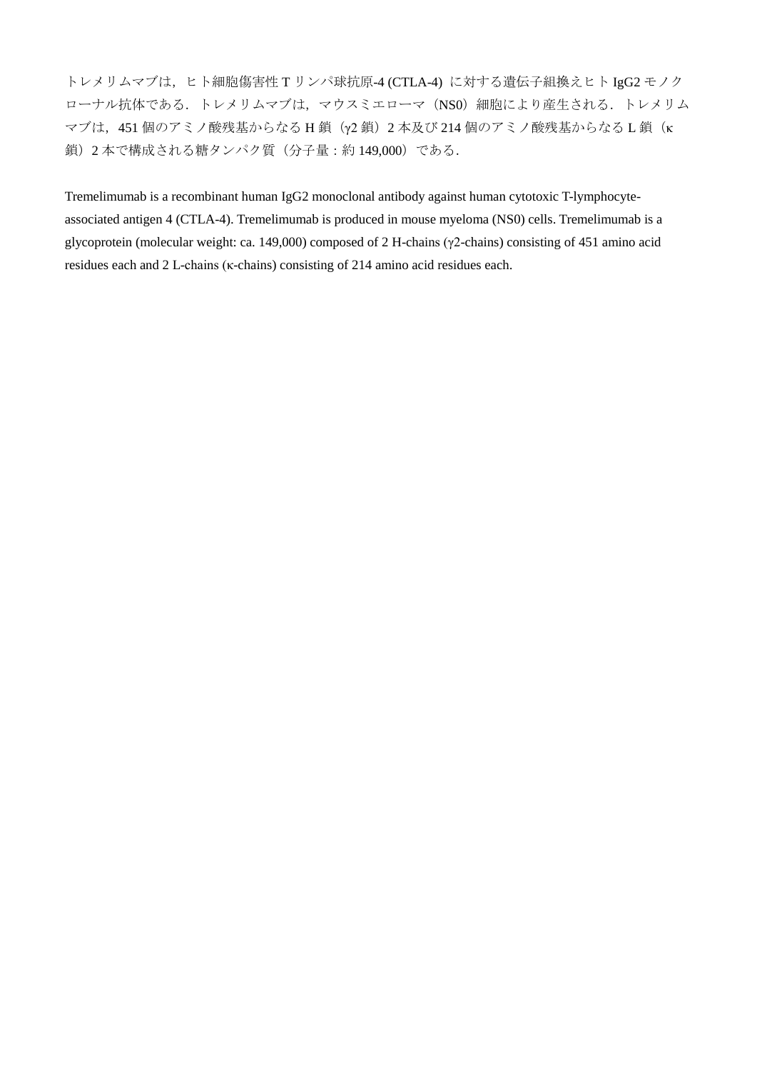トレメリムマブは，ヒト細胞傷害性 T リンパ球抗原-4 (CTLA-4) に対する遺伝子組換えヒト IgG2 モノクローナル抗体である．トレメリムマブは，マウスミエローマ（NS0）細胞により産生される．トレメリムマブは，451 個のアミノ酸残基からなる H 鎖（γ2 鎖）2 本及び 214 個のアミノ酸残基からなる L 鎖（κ 鎖）2 本で構成される糖タンパク質（分子量：約 149,000）である．

Tremelimumab is a recombinant human IgG2 monoclonal antibody against human cytotoxic T-lymphocyte-associated antigen 4 (CTLA-4). Tremelimumab is produced in mouse myeloma (NS0) cells. Tremelimumab is a glycoprotein (molecular weight: ca. 149,000) composed of 2 H-chains (γ2-chains) consisting of 451 amino acid residues each and 2 L-chains (κ-chains) consisting of 214 amino acid residues each.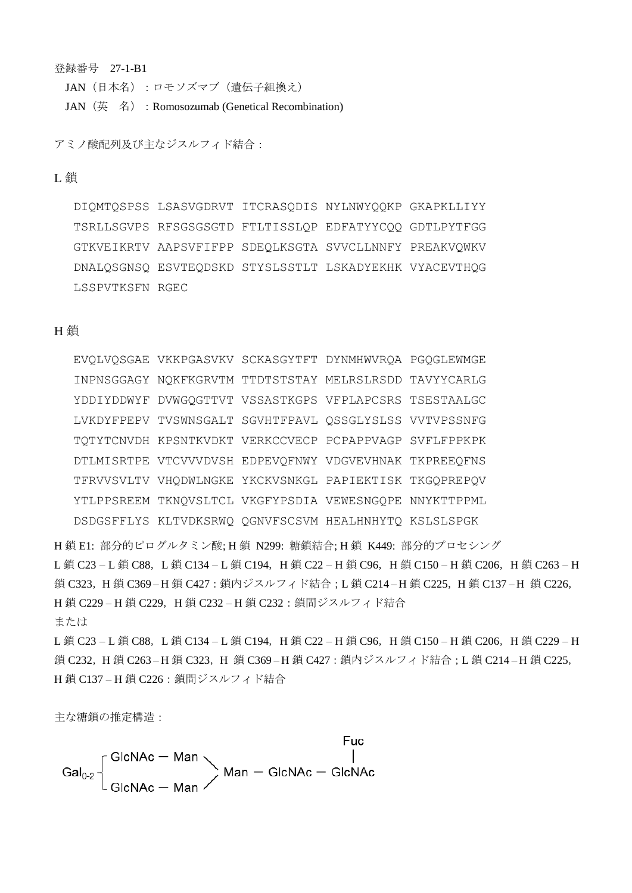登録番号　27-1-B1

JAN（日本名）：ロモソズマブ（遺伝子組換え）

JAN（英　名）：Romosozumab (Genetical Recombination)

アミノ酸配列及び主なジスルフィド結合：

L 鎖

```
DIQMTQSPSS LSASVGDRVT ITCRASQDIS NYLNWYQQKP GKAPKLLIYY
TSRLLSGVPS RFSGSGSGTD FTLTISSLQP EDFATYYCQQ GDTLPYTFGG
GTKVEIKRTV AAPSVFIFPP SDEQLKSGTA SVVCLLNNFY PREAKVQWKV
DNALQSGNSQ ESVTEQDSKD STYSLSSTLT LSKADYEKHK VYACEVTHQG
LSSPVTKSFN RGEC
```

H 鎖

```
EVQLVQSGAE VKKPGASVKV SCKASGYTFT DYNMHWVRQA PGQGLEWMGE
INPNSGGAGY NQKFKGRVTM TTDTSTSTAY MELRSLRSDD TAVYYCARLG
YDDIYDDWYF DVWGQGTTVT VSSASTKGPS VFPLAPCSRS TSESTAALGC
LVKDYFPEPV TVSWNSGALT SGVHTFPAVL QSSGLYSLSS VVTVPSSNFG
TQTYTCNVDH KPSNTKVDKT VERKCCVECP PCPAPPVAGP SVFLFPPKPK
DTLMISRTPE VTCVVVDVSH EDPEVQFNWY VDGVEVHNAK TKPREEQFNS
TFRVVSVLTV VHQDWLNGKE YKCKVSNKGL PAPIEKTISK TKGQPREPQV
YTLPPSREEM TKNQVSLTCL VKGFYPSDIA VEWESNGQPE NNYKTTPPML
DSDGSFFLYS KLTVDKSRWQ QGNVFSCSVM HEALHNHYTQ KSLSLSPGK
```

H 鎖 E1: 部分的ピログルタミン酸; H 鎖 N299: 糖鎖結合; H 鎖 K449: 部分的プロセシング

L 鎖 C23 – L 鎖 C88，L 鎖 C134 – L 鎖 C194，H 鎖 C22 – H 鎖 C96，H 鎖 C150 – H 鎖 C206，H 鎖 C263 – H 鎖 C323，H 鎖 C369 – H 鎖 C427：鎖内ジスルフィド結合；L 鎖 C214 – H 鎖 C225，H 鎖 C137 – H 鎖 C226，H 鎖 C229 – H 鎖 C229，H 鎖 C232 – H 鎖 C232：鎖間ジスルフィド結合

または

L 鎖 C23 – L 鎖 C88，L 鎖 C134 – L 鎖 C194，H 鎖 C22 – H 鎖 C96，H 鎖 C150 – H 鎖 C206，H 鎖 C229 – H 鎖 C232，H 鎖 C263 – H 鎖 C323，H 鎖 C369 – H 鎖 C427：鎖内ジスルフィド結合；L 鎖 C214 – H 鎖 C225，H 鎖 C137 – H 鎖 C226：鎖間ジスルフィド結合

主な糖鎖の推定構造：

```
                                        Fuc
        ┌ GlcNAc − Man ╲                 |
$Gal_{0-2}$ ┤                  Man − GlcNAc − GlcNAc
        └ GlcNAc − Man ╱
```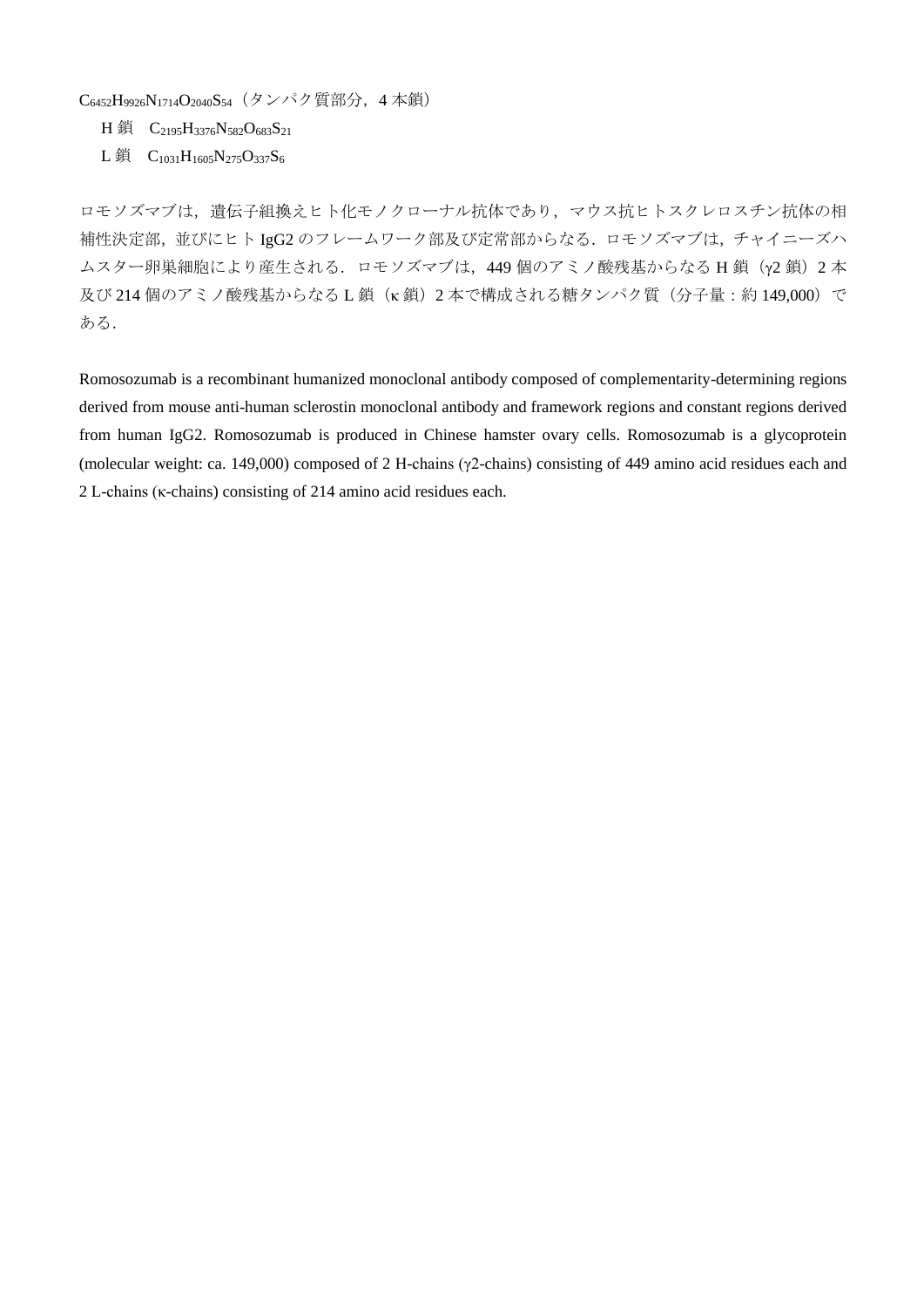$C_{6452}H_{9926}N_{1714}O_{2040}S_{54}$（タンパク質部分，4 本鎖）

H 鎖　$C_{2195}H_{3376}N_{582}O_{683}S_{21}$

L 鎖　$C_{1031}H_{1605}N_{275}O_{337}S_{6}$

ロモソズマブは，遺伝子組換えヒト化モノクローナル抗体であり，マウス抗ヒトスクレロスチン抗体の相補性決定部，並びにヒト IgG2 のフレームワーク部及び定常部からなる．ロモソズマブは，チャイニーズハムスター卵巣細胞により産生される．ロモソズマブは，449 個のアミノ酸残基からなる H 鎖（γ2 鎖）2 本及び 214 個のアミノ酸残基からなる L 鎖（κ 鎖）2 本で構成される糖タンパク質（分子量：約 149,000）である．

Romosozumab is a recombinant humanized monoclonal antibody composed of complementarity-determining regions derived from mouse anti-human sclerostin monoclonal antibody and framework regions and constant regions derived from human IgG2. Romosozumab is produced in Chinese hamster ovary cells. Romosozumab is a glycoprotein (molecular weight: ca. 149,000) composed of 2 H-chains (γ2-chains) consisting of 449 amino acid residues each and 2 L-chains (κ-chains) consisting of 214 amino acid residues each.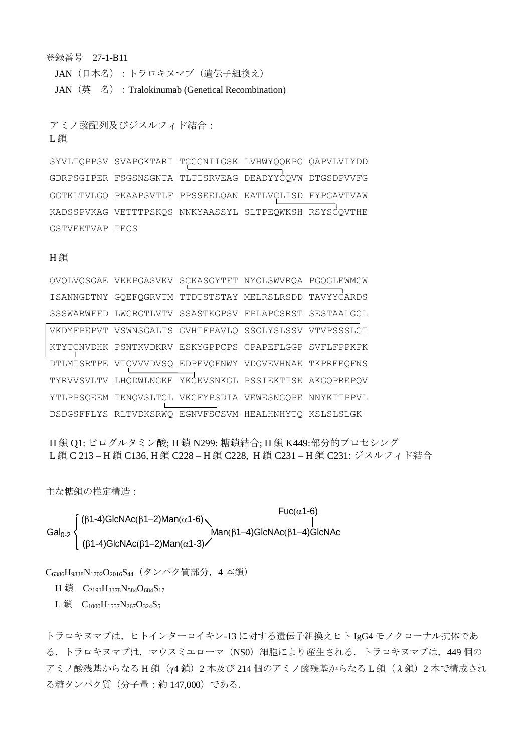登録番号　27-1-B11

JAN（日本名）：トラロキヌマブ（遺伝子組換え）

JAN（英　名）：Tralokinumab (Genetical Recombination)

アミノ酸配列及びジスルフィド結合：

L 鎖

```
SYVLTQPPSV SVAPGKTARI TCGGNIIGSK LVHWYQQKPG QAPVLVIYDD
GDRPSGIPER FSGSNSGNTA TLTISRVEAG DEADYYCQVW DTGSDPVVFG
GGTKLTVLGQ PKAAPSVTLF PPSSEELQAN KATLVCLISD FYPGAVTVAW
KADSSPVKAG VETTTPSKQS NNKYAASSYL SLTPEQWKSH RSYSCQVTHE
GSTVEKTVAP TECS
```

H 鎖

```
QVQLVQSGAE VKKPGASVKV SCKASGYTFT NYGLSWVRQA PGQGLEWMGW
ISANNGDTNY GQEFQGRVTM TTDTSTSTAY MELRSLRSDD TAVYYCARDS
SSSWARWFFD LWGRGTLVTV SSASTKGPSV FPLAPCSRST SESTAALGCL
VKDYFPEPVT VSWNSGALTS GVHTFPAVLQ SSGLYSLSSV VTVPSSSLGT
KTYTCNVDHK PSNTKVDKRV ESKYGPPCPS CPAPEFLGGP SVFLFPPKPK
DTLMISRTPE VTCVVVDVSQ EDPEVQFNWY VDGVEVHNAK TKPREEQFNS
TYRVVSVLTV LHQDWLNGKE YKCKVSNKGL PSSIEKTISK AKGQPREPQV
YTLPPSQEEM TKNQVSLTCL VKGFYPSDIA VEWESNGQPE NNYKTTPPVL
DSDGSFFLYS RLTVDKSRWQ EGNVFSCSVM HEALHNHYTQ KSLSLSLGK
```

H 鎖 Q1: ピログルタミン酸; H 鎖 N299: 糖鎖結合; H 鎖 K449:部分的プロセシング

L 鎖 C 213 – H 鎖 C136, H 鎖 C228 – H 鎖 C228,  H 鎖 C231 – H 鎖 C231: ジスルフィド結合

主な糖鎖の推定構造：

```
                                                          Fuc(α1-6)
         ┌ (β1-4)GlcNAc(β1–2)Man(α1-6)＼                      |
Gal0-2 ｛                               Man(β1–4)GlcNAc(β1–4)GlcNAc
         └ (β1-4)GlcNAc(β1–2)Man(α1-3)／
```

$C_{6386}H_{9838}N_{1702}O_{2016}S_{44}$（タンパク質部分，4 本鎖）

H 鎖　$C_{2193}H_{3378}N_{584}O_{684}S_{17}$

L 鎖　$C_{1000}H_{1557}N_{267}O_{324}S_{5}$

トラロキヌマブは，ヒトインターロイキン-13 に対する遺伝子組換えヒト IgG4 モノクローナル抗体である．トラロキヌマブは，マウスミエローマ（NS0）細胞により産生される．トラロキヌマブは，449 個のアミノ酸残基からなる H 鎖（γ4 鎖）2 本及び 214 個のアミノ酸残基からなる L 鎖（λ 鎖）2 本で構成される糖タンパク質（分子量：約 147,000）である．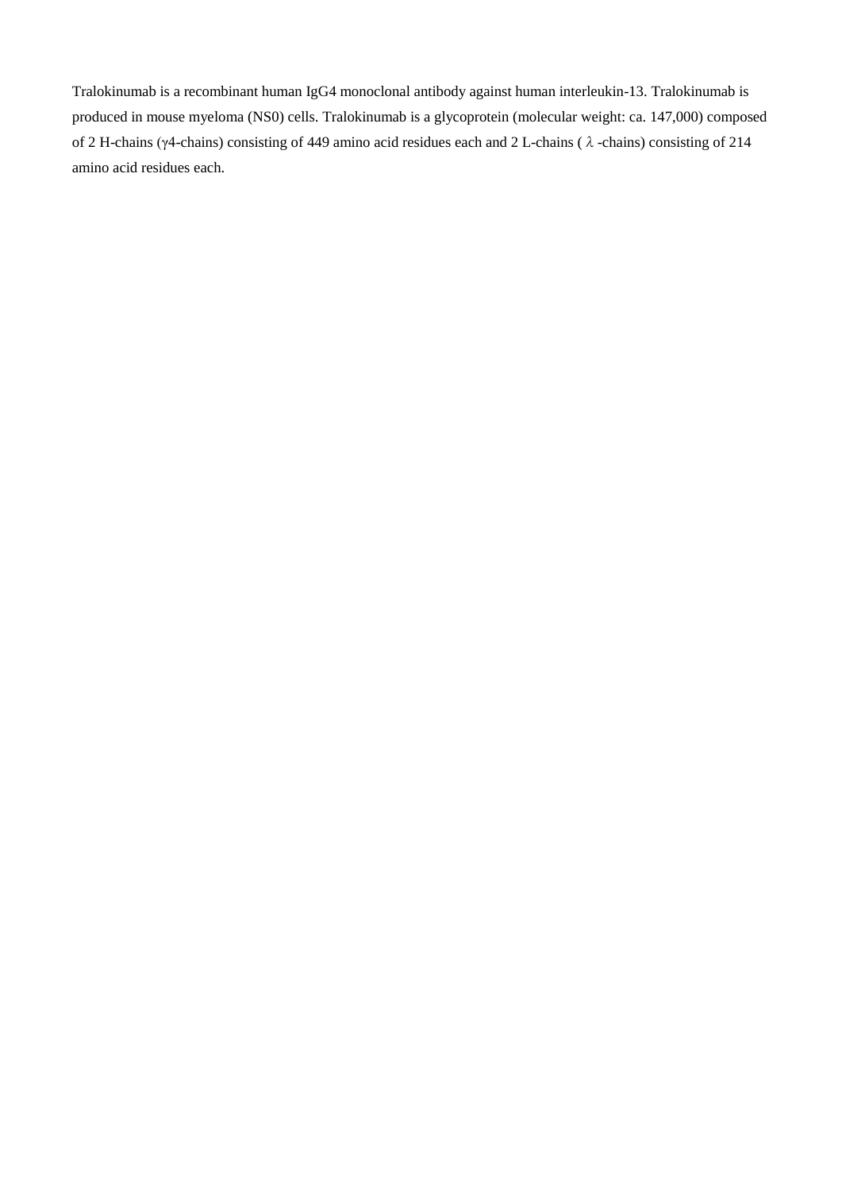Tralokinumab is a recombinant human IgG4 monoclonal antibody against human interleukin-13. Tralokinumab is produced in mouse myeloma (NS0) cells. Tralokinumab is a glycoprotein (molecular weight: ca. 147,000) composed of 2 H-chains (γ4-chains) consisting of 449 amino acid residues each and 2 L-chains ( λ -chains) consisting of 214 amino acid residues each.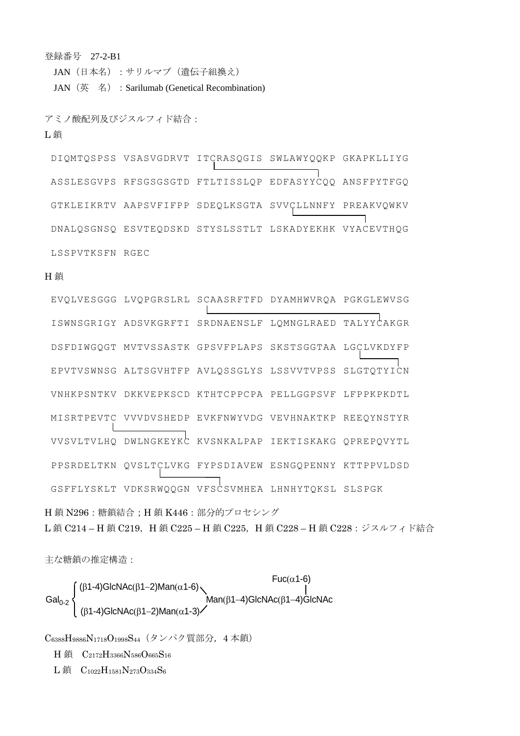登録番号　27-2-B1

JAN（日本名）：サリルマブ（遺伝子組換え）

JAN（英　名）：Sarilumab (Genetical Recombination)

アミノ酸配列及びジスルフィド結合：

L 鎖

```
DIQMTQSPSS VSASVGDRVT ITCRASQGIS SWLAWYQQKP GKAPKLLIYG
ASSLESGVPS RFSGSGSGTD FTLTISSLQP EDFASYYCQQ ANSFPYTFGQ
GTKLEIKRTV AAPSVFIFPP SDEQLKSGTA SVVCLLNNFY PREAKVQWKV
DNALQSGNSQ ESVTEQDSKD STYSLSSTLT LSKADYEKHK VYACEVTHQG
LSSPVTKSFN RGEC
```

H 鎖

```
EVQLVESGGG LVQPGRSLRL SCAASRFTFD DYAMHWVRQA PGKGLEWVSG
ISWNSGRIGY ADSVKGRFTI SRDNAENSLF LQMNGLRAED TALYYCAKGR
DSFDIWGQGT MVTVSSASTK GPSVFPLAPS SKSTSGGTAA LGCLVKDYFP
EPVTVSWNSG ALTSGVHTFP AVLQSSGLYS LSSVVTVPSS SLGTQTYICN
VNHKPSNTKV DKKVEPKSCD KTHTCPPCPA PELLGGPSVF LFPPKPKDTL
MISRTPEVTC VVVDVSHEDP EVKFNWYVDG VEVHNAKTKP REEQYNSTYR
VVSVLTVLHQ DWLNGKEYKC KVSNKALPAP IEKTISKAKG QPREPQVYTL
PPSRDELTKN QVSLTCLVKG FYPSDIAVEW ESNGQPENNY KTTPPVLDSD
GSFFLYSKLT VDKSRWQQGN VFSCSVMHEA LHNHYTQKSL SLSPGK
```

H 鎖 N296：糖鎖結合；H 鎖 K446：部分的プロセシング

L 鎖 C214 – H 鎖 C219，H 鎖 C225 – H 鎖 C225，H 鎖 C228 – H 鎖 C228：ジスルフィド結合

主な糖鎖の推定構造：

$$
\mathrm{Gal_{0\text{-}2}}\left\{\begin{array}{l}(\beta1\text{-}4)\mathrm{GlcNAc}(\beta1\text{-}2)\mathrm{Man}(\alpha1\text{-}6)\\(\beta1\text{-}4)\mathrm{GlcNAc}(\beta1\text{-}2)\mathrm{Man}(\alpha1\text{-}3)\end{array}\right\}\mathrm{Man}(\beta1\text{-}4)\mathrm{GlcNAc}(\beta1\text{-}4)\overset{\mathrm{Fuc}(\alpha1\text{-}6)}{\mathrm{GlcNAc}}
$$

$C_{6388}H_{9886}N_{1718}O_{1998}S_{44}$（タンパク質部分，4 本鎖）

H 鎖　$C_{2172}H_{3366}N_{586}O_{665}S_{16}$

L 鎖　$C_{1022}H_{1581}N_{273}O_{334}S_{6}$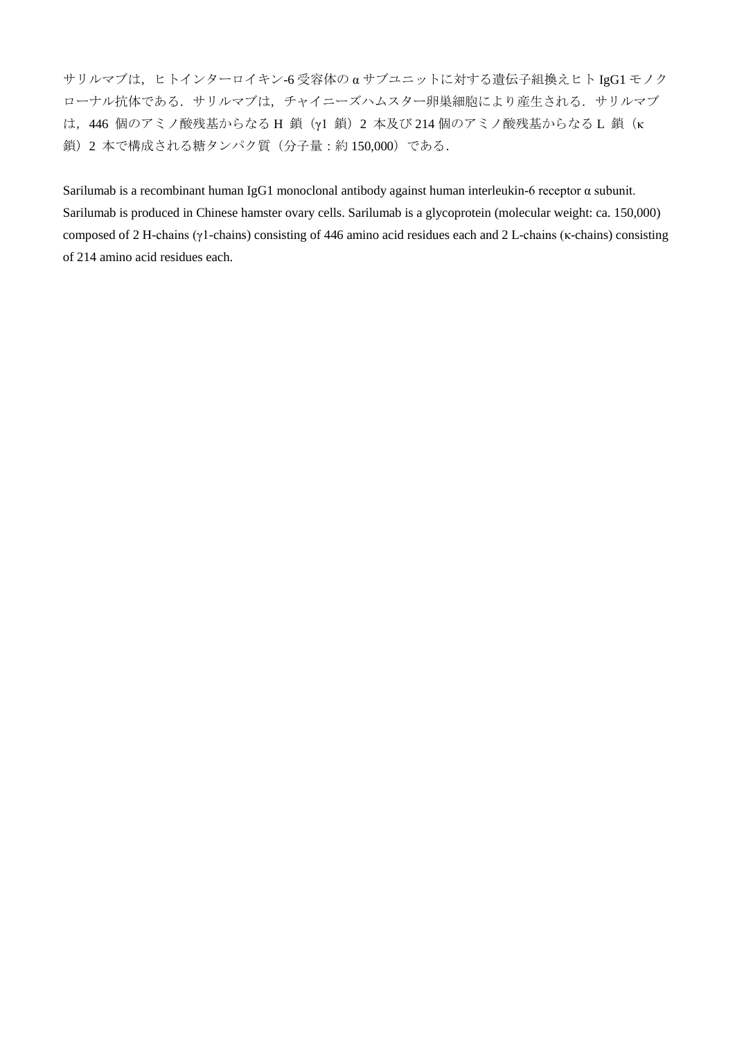サリルマブは，ヒトインターロイキン-6 受容体の α サブユニットに対する遺伝子組換えヒト IgG1 モノクローナル抗体である．サリルマブは，チャイニーズハムスター卵巣細胞により産生される．サリルマブは，446 個のアミノ酸残基からなる H 鎖（γ1 鎖）2 本及び 214 個のアミノ酸残基からなる L 鎖（κ 鎖）2 本で構成される糖タンパク質（分子量：約 150,000）である．

Sarilumab is a recombinant human IgG1 monoclonal antibody against human interleukin-6 receptor α subunit. Sarilumab is produced in Chinese hamster ovary cells. Sarilumab is a glycoprotein (molecular weight: ca. 150,000) composed of 2 H-chains (γ1-chains) consisting of 446 amino acid residues each and 2 L-chains (κ-chains) consisting of 214 amino acid residues each.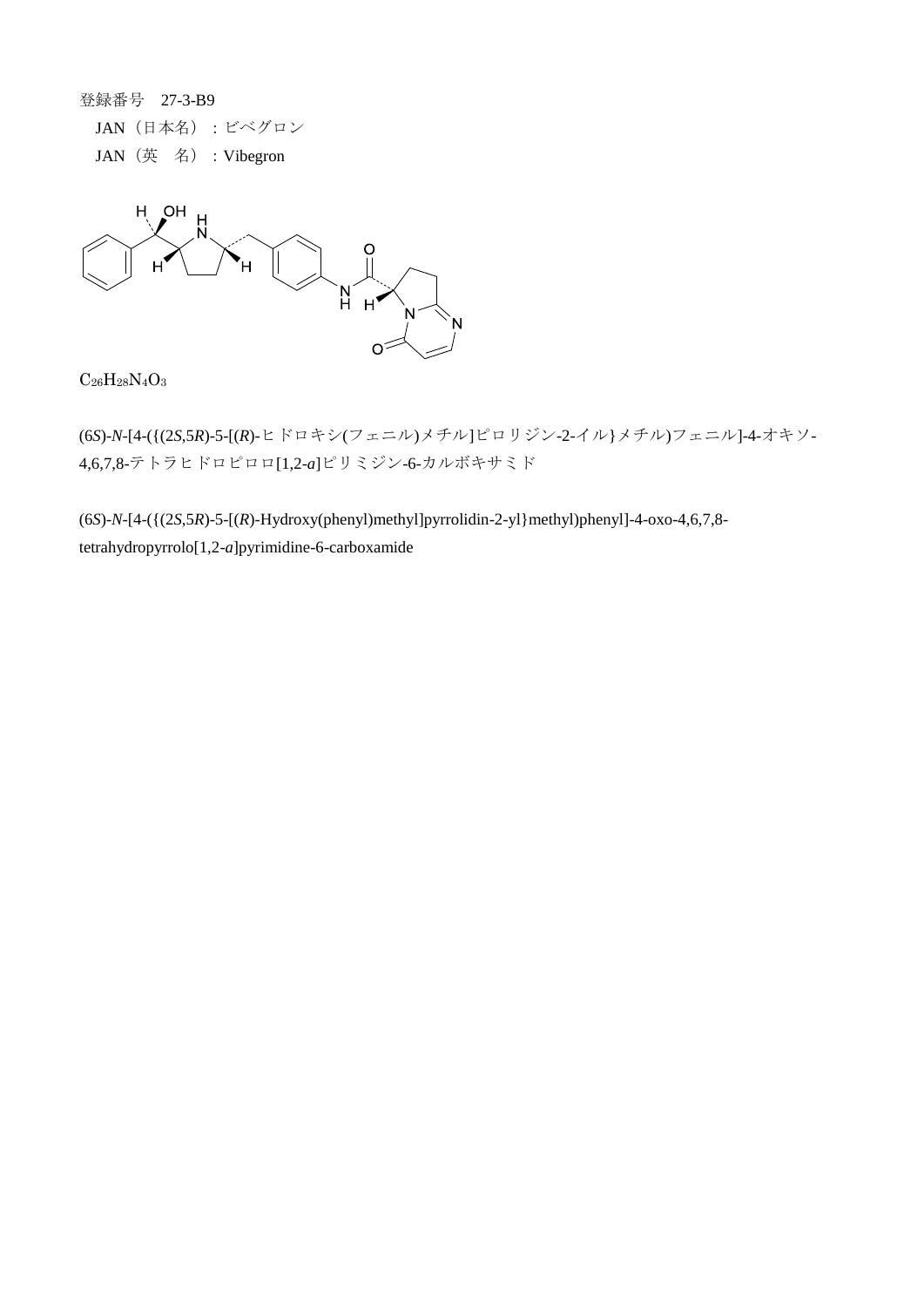登録番号　27-3-B9

JAN（日本名）：ビベグロン

JAN（英　名）：Vibegron

$C_{26}H_{28}N_4O_3$

(6*S*)-*N*-[4-({(2*S*,5*R*)-5-[(*R*)-ヒドロキシ(フェニル)メチル]ピロリジン-2-イル}メチル)フェニル]-4-オキソ-4,6,7,8-テトラヒドロピロロ[1,2-*a*]ピリミジン-6-カルボキサミド

(6*S*)-*N*-[4-({(2*S*,5*R*)-5-[(*R*)-Hydroxy(phenyl)methyl]pyrrolidin-2-yl}methyl)phenyl]-4-oxo-4,6,7,8-tetrahydropyrrolo[1,2-*a*]pyrimidine-6-carboxamide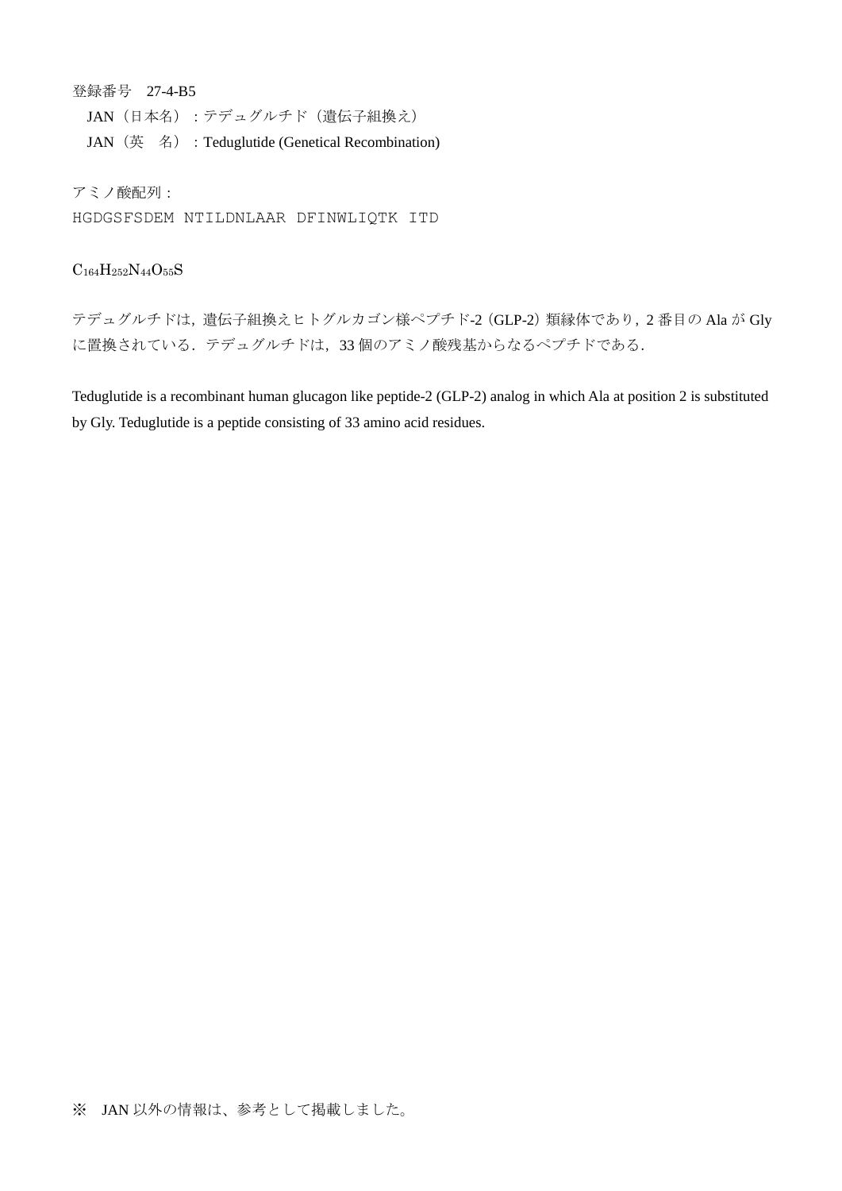登録番号　27-4-B5

JAN（日本名）：テデュグルチド（遺伝子組換え）

JAN（英　名）：Teduglutide (Genetical Recombination)

アミノ酸配列：

HGDGSFSDEM NTILDNLAAR DFINWLIQTK ITD

$C_{164}H_{252}N_{44}O_{55}S$

テデュグルチドは，遺伝子組換えヒトグルカゴン様ペプチド-2（GLP-2）類縁体であり，2 番目の Ala が Gly に置換されている．テデュグルチドは，33 個のアミノ酸残基からなるペプチドである．

Teduglutide is a recombinant human glucagon like peptide-2 (GLP-2) analog in which Ala at position 2 is substituted by Gly. Teduglutide is a peptide consisting of 33 amino acid residues.

※　JAN 以外の情報は、参考として掲載しました。